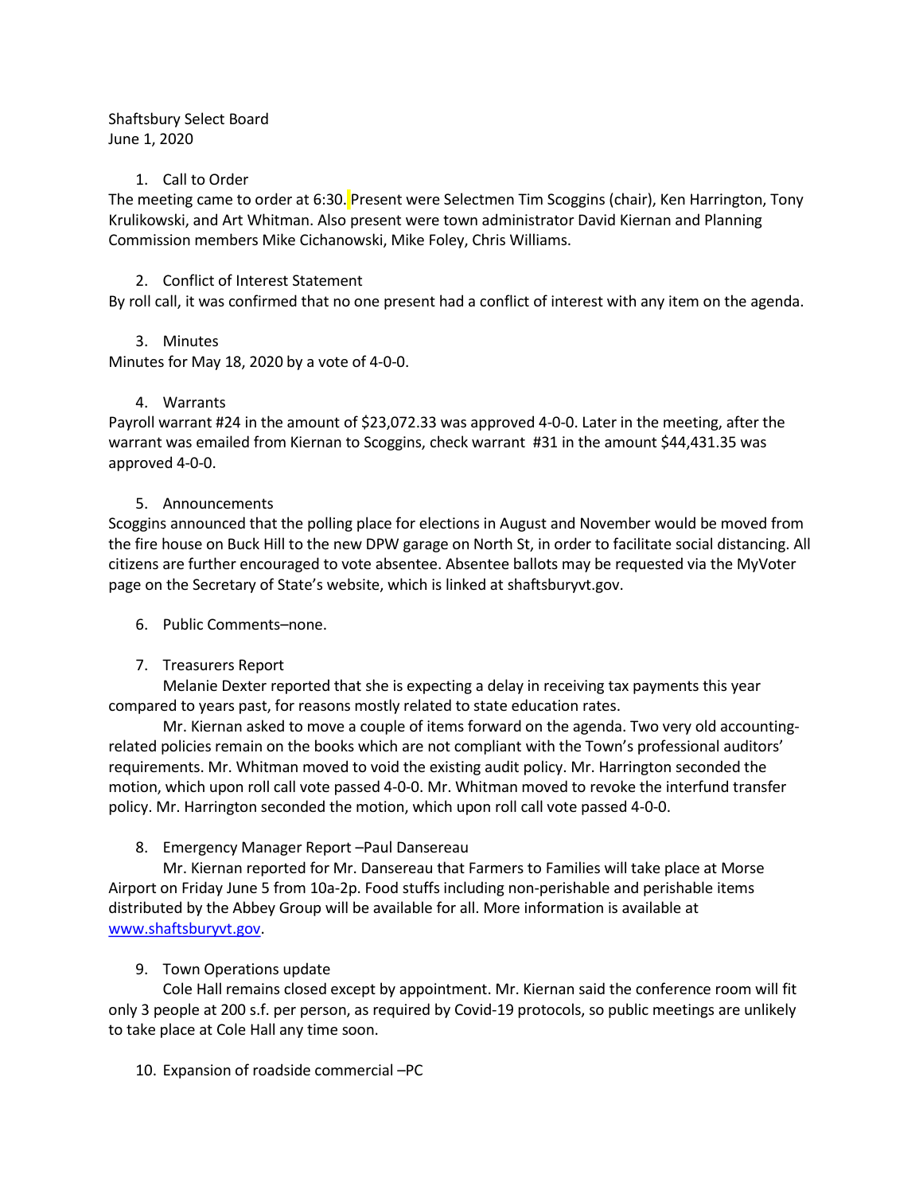Shaftsbury Select Board
June 1, 2020

1. Call to Order

The meeting came to order at 6:30. Present were Selectmen Tim Scoggins (chair), Ken Harrington, Tony Krulikowski, and Art Whitman. Also present were town administrator David Kiernan and Planning Commission members Mike Cichanowski, Mike Foley, Chris Williams.

2. Conflict of Interest Statement

By roll call, it was confirmed that no one present had a conflict of interest with any item on the agenda.

3. Minutes

Minutes for May 18, 2020 by a vote of 4-0-0.

4. Warrants

Payroll warrant #24 in the amount of $23,072.33 was approved 4-0-0. Later in the meeting, after the warrant was emailed from Kiernan to Scoggins, check warrant #31 in the amount $44,431.35 was approved 4-0-0.

5. Announcements

Scoggins announced that the polling place for elections in August and November would be moved from the fire house on Buck Hill to the new DPW garage on North St, in order to facilitate social distancing. All citizens are further encouraged to vote absentee. Absentee ballots may be requested via the MyVoter page on the Secretary of State's website, which is linked at shaftsburyvt.gov.

6. Public Comments–none.

7. Treasurers Report

Melanie Dexter reported that she is expecting a delay in receiving tax payments this year compared to years past, for reasons mostly related to state education rates.

Mr. Kiernan asked to move a couple of items forward on the agenda. Two very old accounting-related policies remain on the books which are not compliant with the Town's professional auditors' requirements. Mr. Whitman moved to void the existing audit policy. Mr. Harrington seconded the motion, which upon roll call vote passed 4-0-0. Mr. Whitman moved to revoke the interfund transfer policy. Mr. Harrington seconded the motion, which upon roll call vote passed 4-0-0.

8. Emergency Manager Report –Paul Dansereau

Mr. Kiernan reported for Mr. Dansereau that Farmers to Families will take place at Morse Airport on Friday June 5 from 10a-2p. Food stuffs including non-perishable and perishable items distributed by the Abbey Group will be available for all. More information is available at [www.shaftsburyvt.gov](www.shaftsburyvt.gov).

9. Town Operations update

Cole Hall remains closed except by appointment. Mr. Kiernan said the conference room will fit only 3 people at 200 s.f. per person, as required by Covid-19 protocols, so public meetings are unlikely to take place at Cole Hall any time soon.

10. Expansion of roadside commercial –PC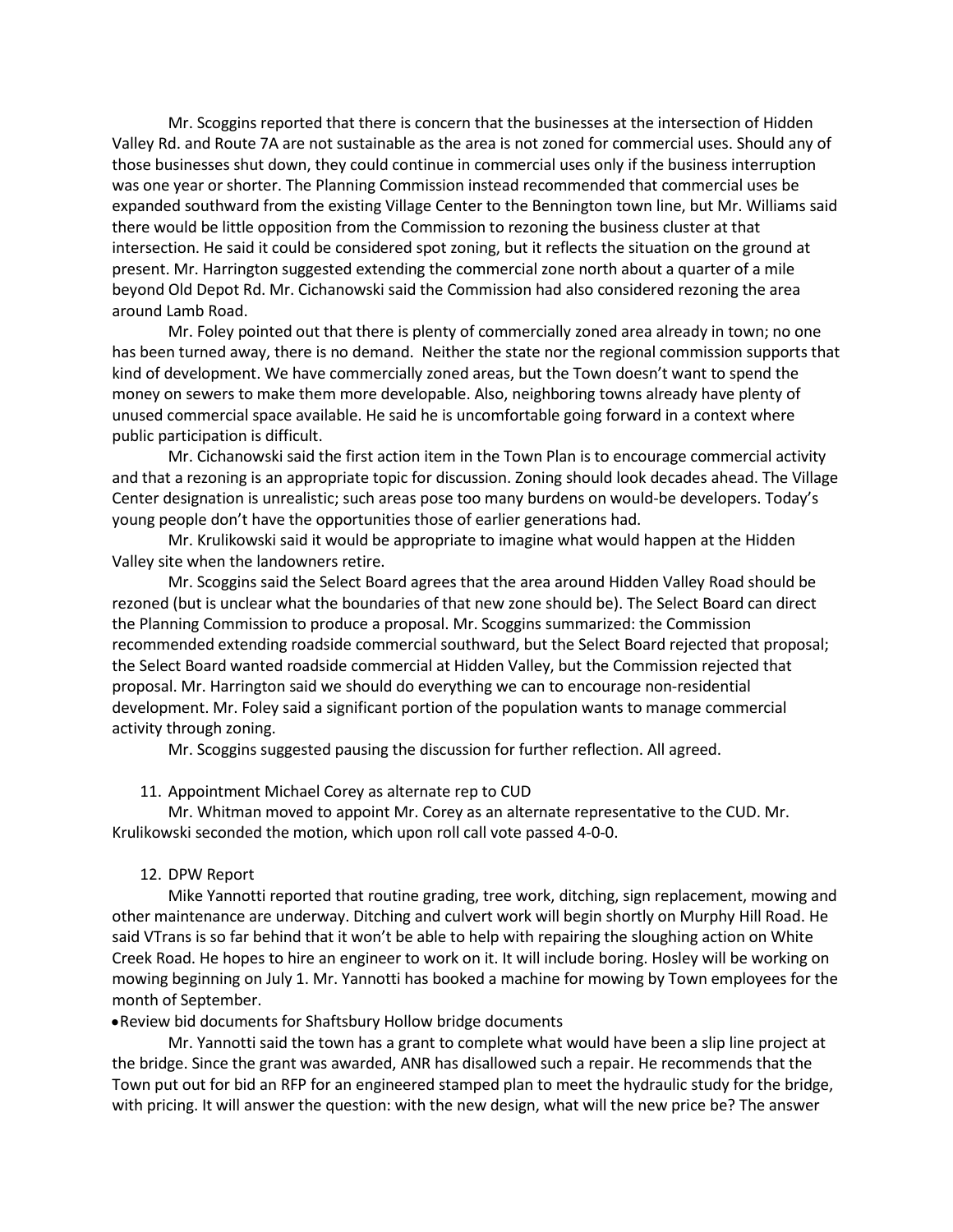Mr. Scoggins reported that there is concern that the businesses at the intersection of Hidden Valley Rd. and Route 7A are not sustainable as the area is not zoned for commercial uses. Should any of those businesses shut down, they could continue in commercial uses only if the business interruption was one year or shorter. The Planning Commission instead recommended that commercial uses be expanded southward from the existing Village Center to the Bennington town line, but Mr. Williams said there would be little opposition from the Commission to rezoning the business cluster at that intersection. He said it could be considered spot zoning, but it reflects the situation on the ground at present. Mr. Harrington suggested extending the commercial zone north about a quarter of a mile beyond Old Depot Rd. Mr. Cichanowski said the Commission had also considered rezoning the area around Lamb Road.

Mr. Foley pointed out that there is plenty of commercially zoned area already in town; no one has been turned away, there is no demand. Neither the state nor the regional commission supports that kind of development. We have commercially zoned areas, but the Town doesn't want to spend the money on sewers to make them more developable. Also, neighboring towns already have plenty of unused commercial space available. He said he is uncomfortable going forward in a context where public participation is difficult.

Mr. Cichanowski said the first action item in the Town Plan is to encourage commercial activity and that a rezoning is an appropriate topic for discussion. Zoning should look decades ahead. The Village Center designation is unrealistic; such areas pose too many burdens on would-be developers. Today's young people don't have the opportunities those of earlier generations had.

Mr. Krulikowski said it would be appropriate to imagine what would happen at the Hidden Valley site when the landowners retire.

Mr. Scoggins said the Select Board agrees that the area around Hidden Valley Road should be rezoned (but is unclear what the boundaries of that new zone should be). The Select Board can direct the Planning Commission to produce a proposal. Mr. Scoggins summarized: the Commission recommended extending roadside commercial southward, but the Select Board rejected that proposal; the Select Board wanted roadside commercial at Hidden Valley, but the Commission rejected that proposal. Mr. Harrington said we should do everything we can to encourage non-residential development. Mr. Foley said a significant portion of the population wants to manage commercial activity through zoning.

Mr. Scoggins suggested pausing the discussion for further reflection. All agreed.

11. Appointment Michael Corey as alternate rep to CUD

Mr. Whitman moved to appoint Mr. Corey as an alternate representative to the CUD. Mr. Krulikowski seconded the motion, which upon roll call vote passed 4-0-0.

12. DPW Report

Mike Yannotti reported that routine grading, tree work, ditching, sign replacement, mowing and other maintenance are underway. Ditching and culvert work will begin shortly on Murphy Hill Road. He said VTrans is so far behind that it won't be able to help with repairing the sloughing action on White Creek Road. He hopes to hire an engineer to work on it. It will include boring. Hosley will be working on mowing beginning on July 1. Mr. Yannotti has booked a machine for mowing by Town employees for the month of September.

- Review bid documents for Shaftsbury Hollow bridge documents

Mr. Yannotti said the town has a grant to complete what would have been a slip line project at the bridge. Since the grant was awarded, ANR has disallowed such a repair. He recommends that the Town put out for bid an RFP for an engineered stamped plan to meet the hydraulic study for the bridge, with pricing. It will answer the question: with the new design, what will the new price be? The answer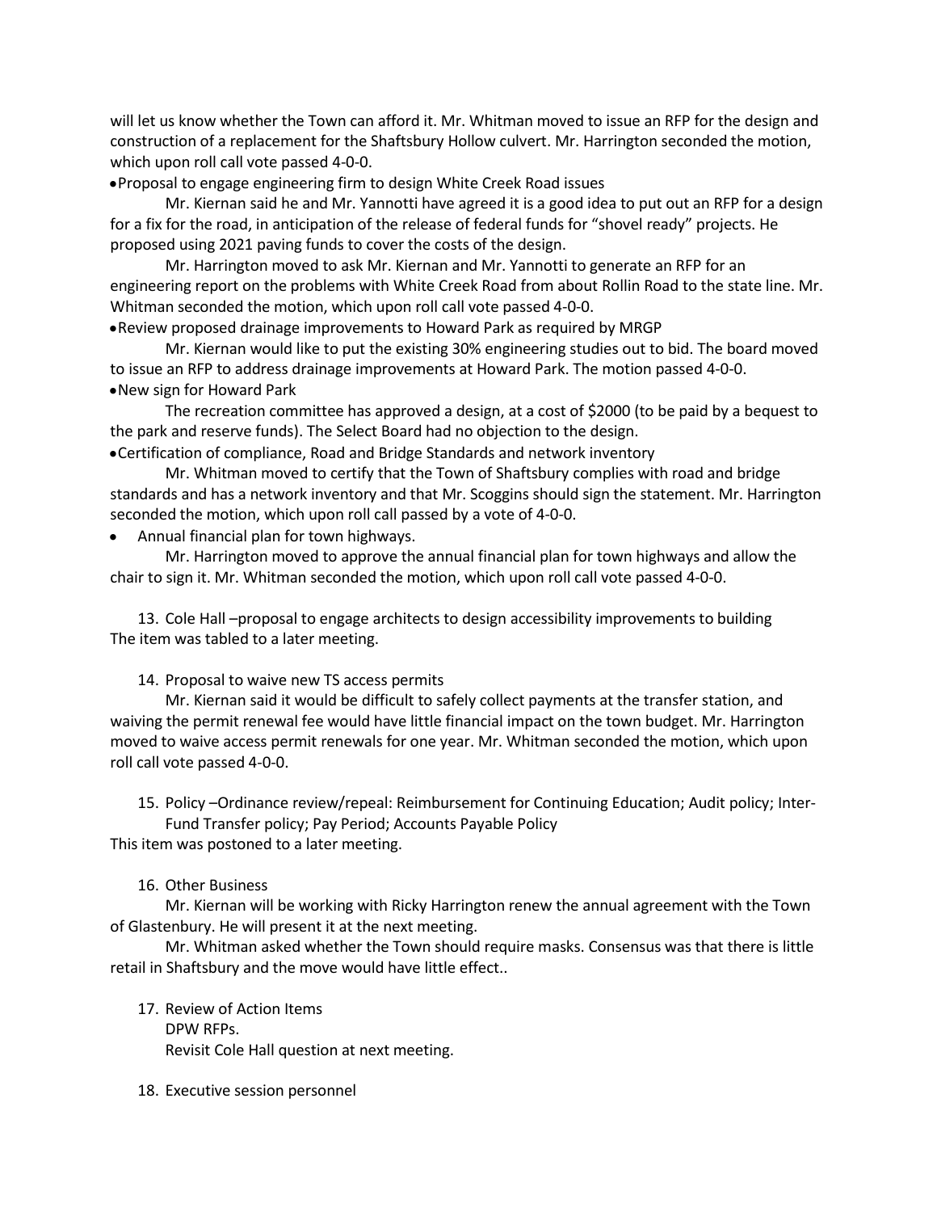will let us know whether the Town can afford it. Mr. Whitman moved to issue an RFP for the design and construction of a replacement for the Shaftsbury Hollow culvert. Mr. Harrington seconded the motion, which upon roll call vote passed 4-0-0.

- Proposal to engage engineering firm to design White Creek Road issues

Mr. Kiernan said he and Mr. Yannotti have agreed it is a good idea to put out an RFP for a design for a fix for the road, in anticipation of the release of federal funds for "shovel ready" projects. He proposed using 2021 paving funds to cover the costs of the design.

Mr. Harrington moved to ask Mr. Kiernan and Mr. Yannotti to generate an RFP for an engineering report on the problems with White Creek Road from about Rollin Road to the state line. Mr. Whitman seconded the motion, which upon roll call vote passed 4-0-0.

- Review proposed drainage improvements to Howard Park as required by MRGP

Mr. Kiernan would like to put the existing 30% engineering studies out to bid. The board moved to issue an RFP to address drainage improvements at Howard Park. The motion passed 4-0-0.

- New sign for Howard Park

The recreation committee has approved a design, at a cost of $2000 (to be paid by a bequest to the park and reserve funds). The Select Board had no objection to the design.

- Certification of compliance, Road and Bridge Standards and network inventory

Mr. Whitman moved to certify that the Town of Shaftsbury complies with road and bridge standards and has a network inventory and that Mr. Scoggins should sign the statement. Mr. Harrington seconded the motion, which upon roll call passed by a vote of 4-0-0.

- Annual financial plan for town highways.

Mr. Harrington moved to approve the annual financial plan for town highways and allow the chair to sign it. Mr. Whitman seconded the motion, which upon roll call vote passed 4-0-0.

13. Cole Hall –proposal to engage architects to design accessibility improvements to building

The item was tabled to a later meeting.

14. Proposal to waive new TS access permits

Mr. Kiernan said it would be difficult to safely collect payments at the transfer station, and waiving the permit renewal fee would have little financial impact on the town budget. Mr. Harrington moved to waive access permit renewals for one year. Mr. Whitman seconded the motion, which upon roll call vote passed 4-0-0.

15. Policy –Ordinance review/repeal: Reimbursement for Continuing Education; Audit policy; Inter-Fund Transfer policy; Pay Period; Accounts Payable Policy

This item was postoned to a later meeting.

16. Other Business

Mr. Kiernan will be working with Ricky Harrington renew the annual agreement with the Town of Glastenbury. He will present it at the next meeting.

Mr. Whitman asked whether the Town should require masks. Consensus was that there is little retail in Shaftsbury and the move would have little effect..

17. Review of Action Items

DPW RFPs.

Revisit Cole Hall question at next meeting.

18. Executive session personnel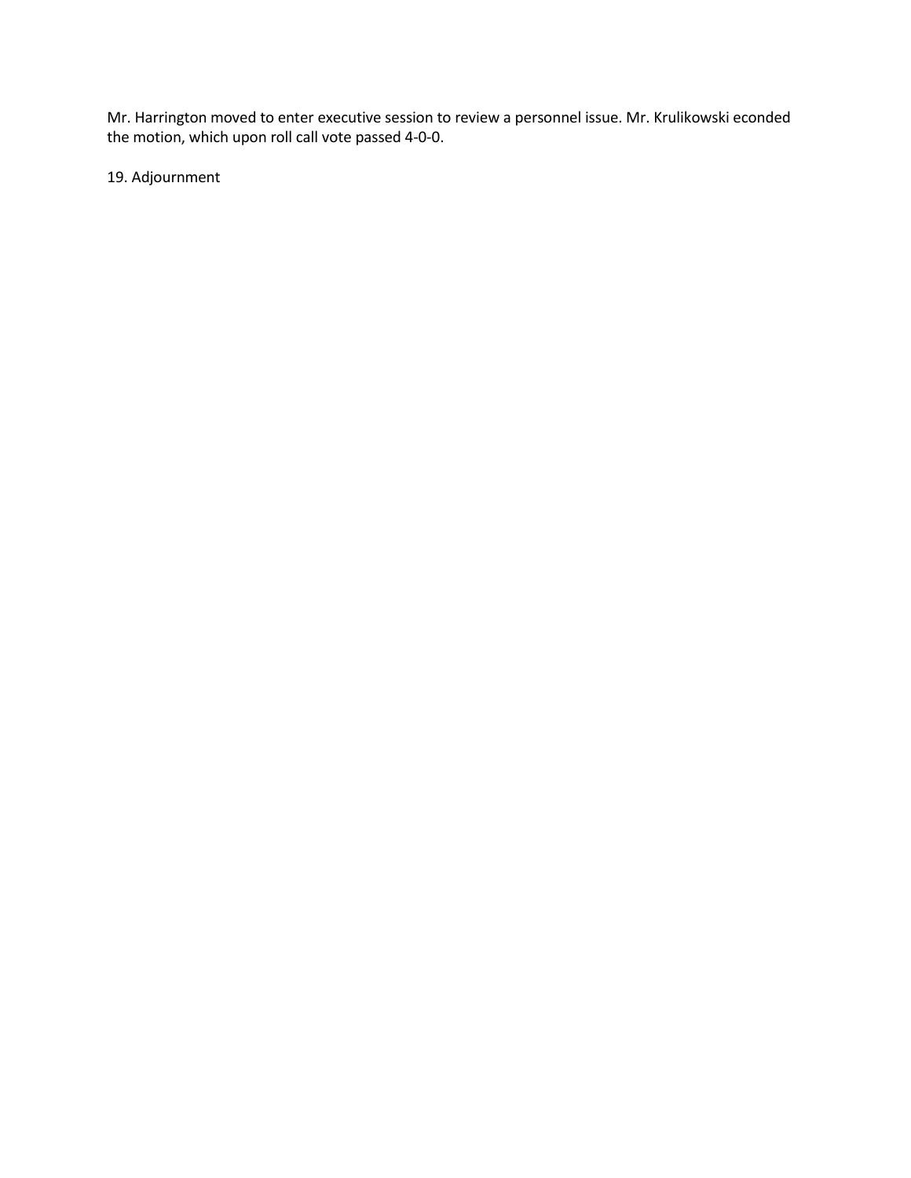Mr. Harrington moved to enter executive session to review a personnel issue. Mr. Krulikowski econded the motion, which upon roll call vote passed 4-0-0.

19. Adjournment